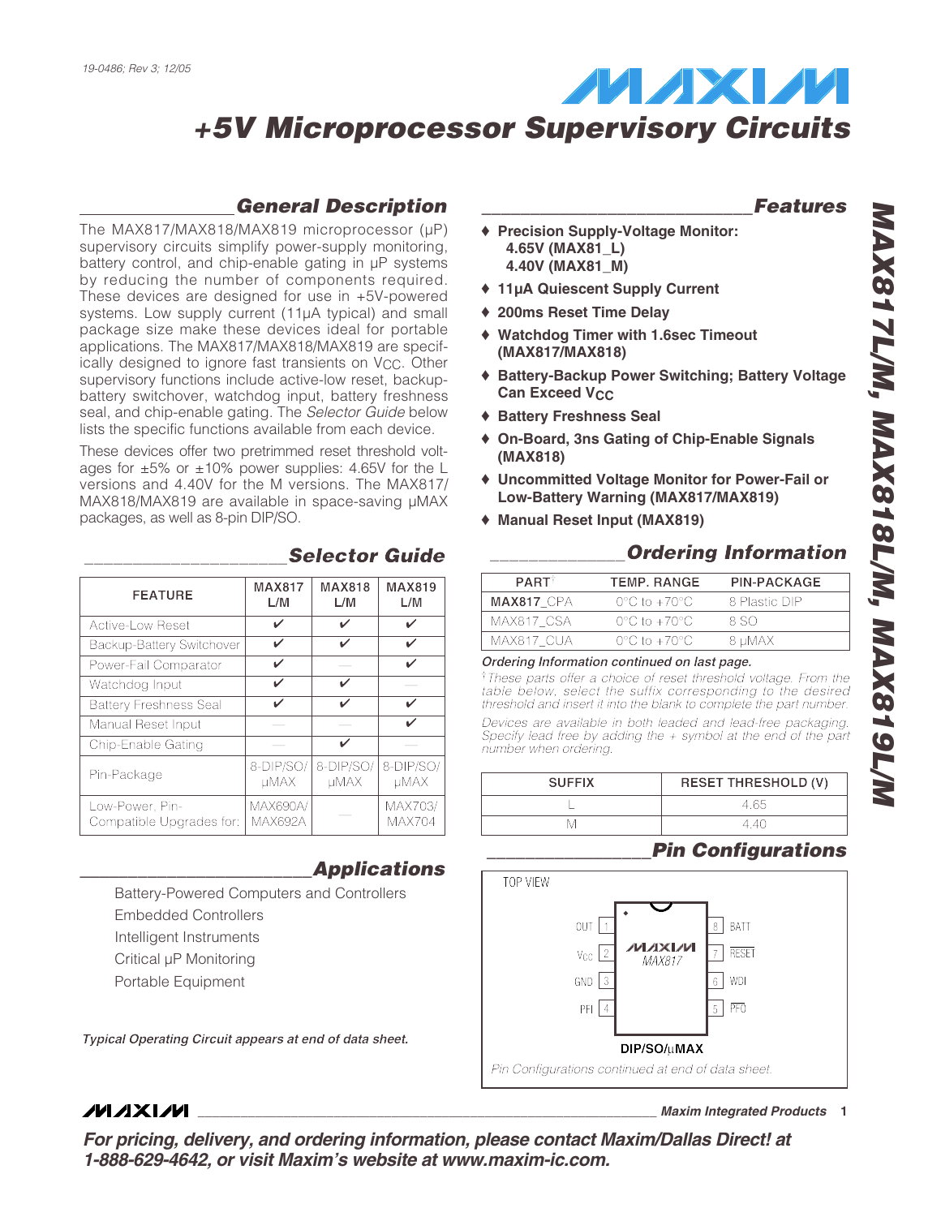19-0486; Rev 3; 12/05

# +5V Microprocessor Supervisory Circuits

## MAX817L/M, MAX818L/M, MAX819L/M

## General Description

The MAX817/MAX818/MAX819 microprocessor (µP) supervisory circuits simplify power-supply monitoring, battery control, and chip-enable gating in µP systems by reducing the number of components required. These devices are designed for use in +5V-powered systems. Low supply current (11µA typical) and small package size make these devices ideal for portable applications. The MAX817/MAX818/MAX819 are specifically designed to ignore fast transients on $V_{CC}$. Other supervisory functions include active-low reset, backup-battery switchover, watchdog input, battery freshness seal, and chip-enable gating. The *Selector Guide* below lists the specific functions available from each device.

These devices offer two pretrimmed reset threshold voltages for ±5% or ±10% power supplies: 4.65V for the L versions and 4.40V for the M versions. The MAX817/MAX818/MAX819 are available in space-saving µMAX packages, as well as 8-pin DIP/SO.

## Selector Guide

| FEATURE | MAX817 L/M | MAX818 L/M | MAX819 L/M |
|---|---|---|---|
| Active-Low Reset | ✔ | ✔ | ✔ |
| Backup-Battery Switchover | ✔ | ✔ | ✔ |
| Power-Fail Comparator | ✔ | — | ✔ |
| Watchdog Input | ✔ | ✔ | — |
| Battery Freshness Seal | ✔ | ✔ | ✔ |
| Manual Reset Input | — | — | ✔ |
| Chip-Enable Gating | — | ✔ | — |
| Pin-Package | 8-DIP/SO/µMAX | 8-DIP/SO/µMAX | 8-DIP/SO/µMAX |
| Low-Power, Pin-Compatible Upgrades for: | MAX690A/MAX692A | — | MAX703/MAX704 |

## Applications

Battery-Powered Computers and Controllers
Embedded Controllers
Intelligent Instruments
Critical µP Monitoring
Portable Equipment

*Typical Operating Circuit appears at end of data sheet.*

## Features

- **Precision Supply-Voltage Monitor:**
  **4.65V (MAX81_L)**
  **4.40V (MAX81_M)**
- **11µA Quiescent Supply Current**
- **200ms Reset Time Delay**
- **Watchdog Timer with 1.6sec Timeout (MAX817/MAX818)**
- **Battery-Backup Power Switching; Battery Voltage Can Exceed $V_{CC}$**
- **Battery Freshness Seal**
- **On-Board, 3ns Gating of Chip-Enable Signals (MAX818)**
- **Uncommitted Voltage Monitor for Power-Fail or Low-Battery Warning (MAX817/MAX819)**
- **Manual Reset Input (MAX819)**

## Ordering Information

| PART† | TEMP. RANGE | PIN-PACKAGE |
|---|---|---|
| **MAX817_CPA** | 0°C to +70°C | 8 Plastic DIP |
| MAX817_CSA | 0°C to +70°C | 8 SO |
| MAX817_CUA | 0°C to +70°C | 8 µMAX |

***Ordering Information continued on last page.***

*† These parts offer a choice of reset threshold voltage. From the table below, select the suffix corresponding to the desired threshold and insert it into the blank to complete the part number.*

*Devices are available in both leaded and lead-free packaging. Specify lead free by adding the + symbol at the end of the part number when ordering.*

| SUFFIX | RESET THRESHOLD (V) |
|---|---|
| L | 4.65 |
| M | 4.40 |

## Pin Configurations

TOP VIEW

MAX817 — DIP/SO/µMAX

| Pin | Name | Pin | Name |
|---|---|---|---|
| 1 | OUT | 8 | BATT |
| 2 | $V_{CC}$ | 7 | $\overline{RESET}$ |
| 3 | GND | 6 | WDI |
| 4 | PFI | 5 | $\overline{PFO}$ |

*Pin Configurations continued at end of data sheet.*

**For pricing, delivery, and ordering information, please contact Maxim/Dallas Direct! at 1-888-629-4642, or visit Maxim's website at www.maxim-ic.com.**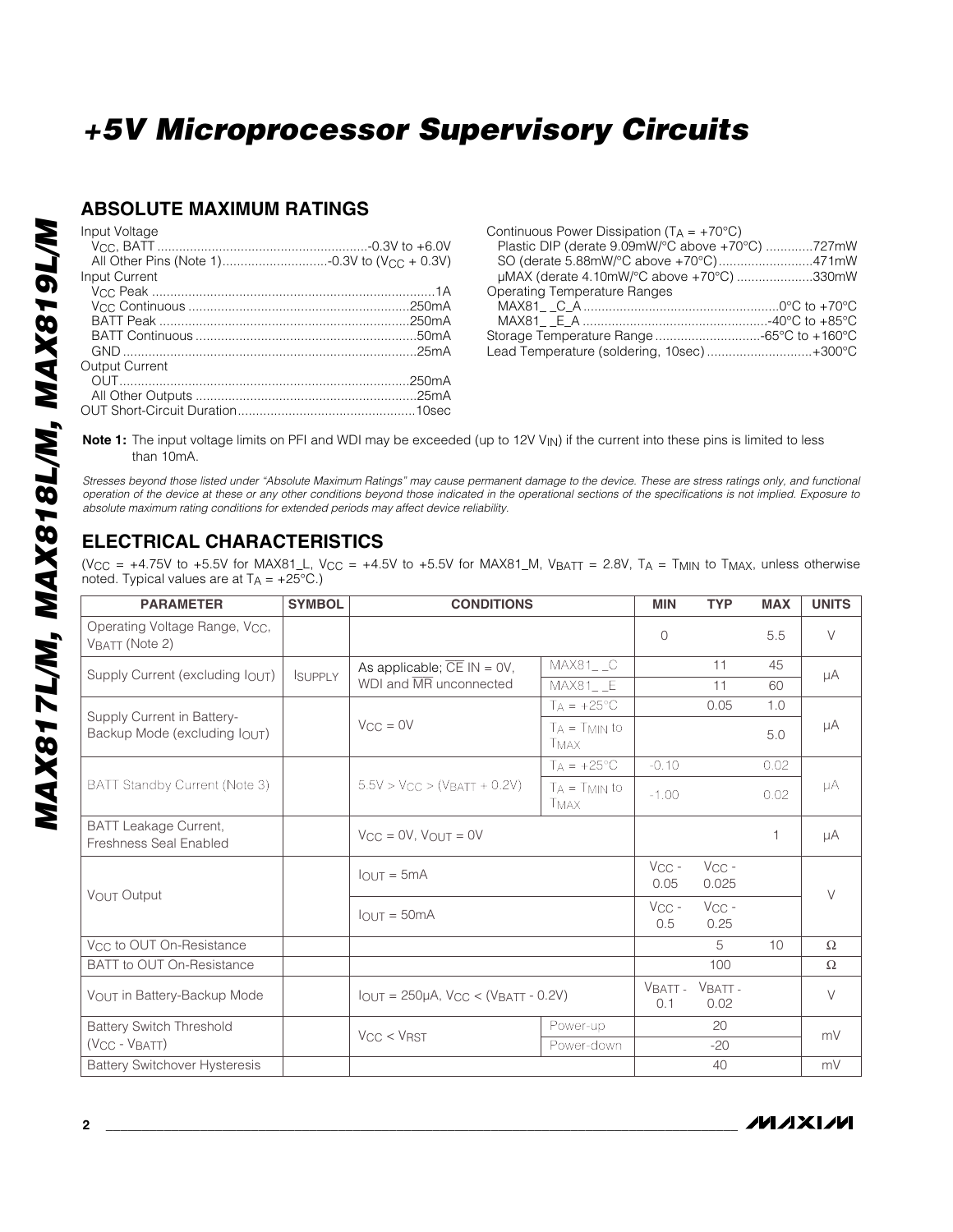## ABSOLUTE MAXIMUM RATINGS

Input Voltage
- $V_{CC}$, BATT ..........................................................-0.3V to +6.0V
- All Other Pins (Note 1).............................-0.3V to ($V_{CC}$ + 0.3V)

Input Current
- $V_{CC}$ Peak ............................................................................1A
- $V_{CC}$ Continuous ............................................................250mA
- BATT Peak ....................................................................250mA
- BATT Continuous ............................................................50mA
- GND ................................................................................25mA

Output Current
- OUT...............................................................................250mA
- All Other Outputs ............................................................25mA

OUT Short-Circuit Duration.................................................10sec

Continuous Power Dissipation ($T_A$ = +70°C)
- Plastic DIP (derate 9.09mW/°C above +70°C) .............727mW
- SO (derate 5.88mW/°C above +70°C)..........................471mW
- μMAX (derate 4.10mW/°C above +70°C) .....................330mW

Operating Temperature Ranges
- MAX81_ _C_A .....................................................0°C to +70°C
- MAX81_ _E_A ..................................................-40°C to +85°C

Storage Temperature Range .............................-65°C to +160°C

Lead Temperature (soldering, 10sec) .............................+300°C

**Note 1:** The input voltage limits on PFI and WDI may be exceeded (up to 12V $V_{IN}$) if the current into these pins is limited to less than 10mA.

*Stresses beyond those listed under "Absolute Maximum Ratings" may cause permanent damage to the device. These are stress ratings only, and functional operation of the device at these or any other conditions beyond those indicated in the operational sections of the specifications is not implied. Exposure to absolute maximum rating conditions for extended periods may affect device reliability.*

## ELECTRICAL CHARACTERISTICS

($V_{CC}$ = +4.75V to +5.5V for MAX81_L, $V_{CC}$ = +4.5V to +5.5V for MAX81_M, $V_{BATT}$ = 2.8V, $T_A$ = $T_{MIN}$ to $T_{MAX}$, unless otherwise noted. Typical values are at $T_A$ = +25°C.)

| PARAMETER | SYMBOL | CONDITIONS | | MIN | TYP | MAX | UNITS |
|---|---|---|---|---|---|---|---|
| Operating Voltage Range, $V_{CC}$, $V_{BATT}$ (Note 2) | | | | 0 | | 5.5 | V |
| Supply Current (excluding $I_{OUT}$) | $I_{SUPPLY}$ | As applicable; $\overline{CE}$ IN = 0V, WDI and $\overline{MR}$ unconnected | MAX81_ _C | | 11 | 45 | μA |
| | | | MAX81_ _E | | 11 | 60 | |
| Supply Current in Battery-Backup Mode (excluding $I_{OUT}$) | | $V_{CC}$ = 0V | $T_A$ = +25°C | | 0.05 | 1.0 | μA |
| | | | $T_A$ = $T_{MIN}$ to $T_{MAX}$ | | | 5.0 | |
| BATT Standby Current (Note 3) | | 5.5V > $V_{CC}$ > ($V_{BATT}$ + 0.2V) | $T_A$ = +25°C | -0.10 | | 0.02 | μA |
| | | | $T_A$ = $T_{MIN}$ to $T_{MAX}$ | -1.00 | | 0.02 | |
| BATT Leakage Current, Freshness Seal Enabled | | $V_{CC}$ = 0V, $V_{OUT}$ = 0V | | | | 1 | μA |
| $V_{OUT}$ Output | | $I_{OUT}$ = 5mA | | $V_{CC}$ - 0.05 | $V_{CC}$ - 0.025 | | V |
| | | $I_{OUT}$ = 50mA | | $V_{CC}$ - 0.5 | $V_{CC}$ - 0.25 | | |
| $V_{CC}$ to OUT On-Resistance | | | | | 5 | 10 | Ω |
| BATT to OUT On-Resistance | | | | | 100 | | Ω |
| $V_{OUT}$ in Battery-Backup Mode | | $I_{OUT}$ = 250μA, $V_{CC}$ < ($V_{BATT}$ - 0.2V) | | $V_{BATT}$ - 0.1 | $V_{BATT}$ - 0.02 | | V |
| Battery Switch Threshold ($V_{CC}$ - $V_{BATT}$) | | $V_{CC}$ < $V_{RST}$ | Power-up | | 20 | | mV |
| | | | Power-down | | -20 | | |
| Battery Switchover Hysteresis | | | | | 40 | | mV |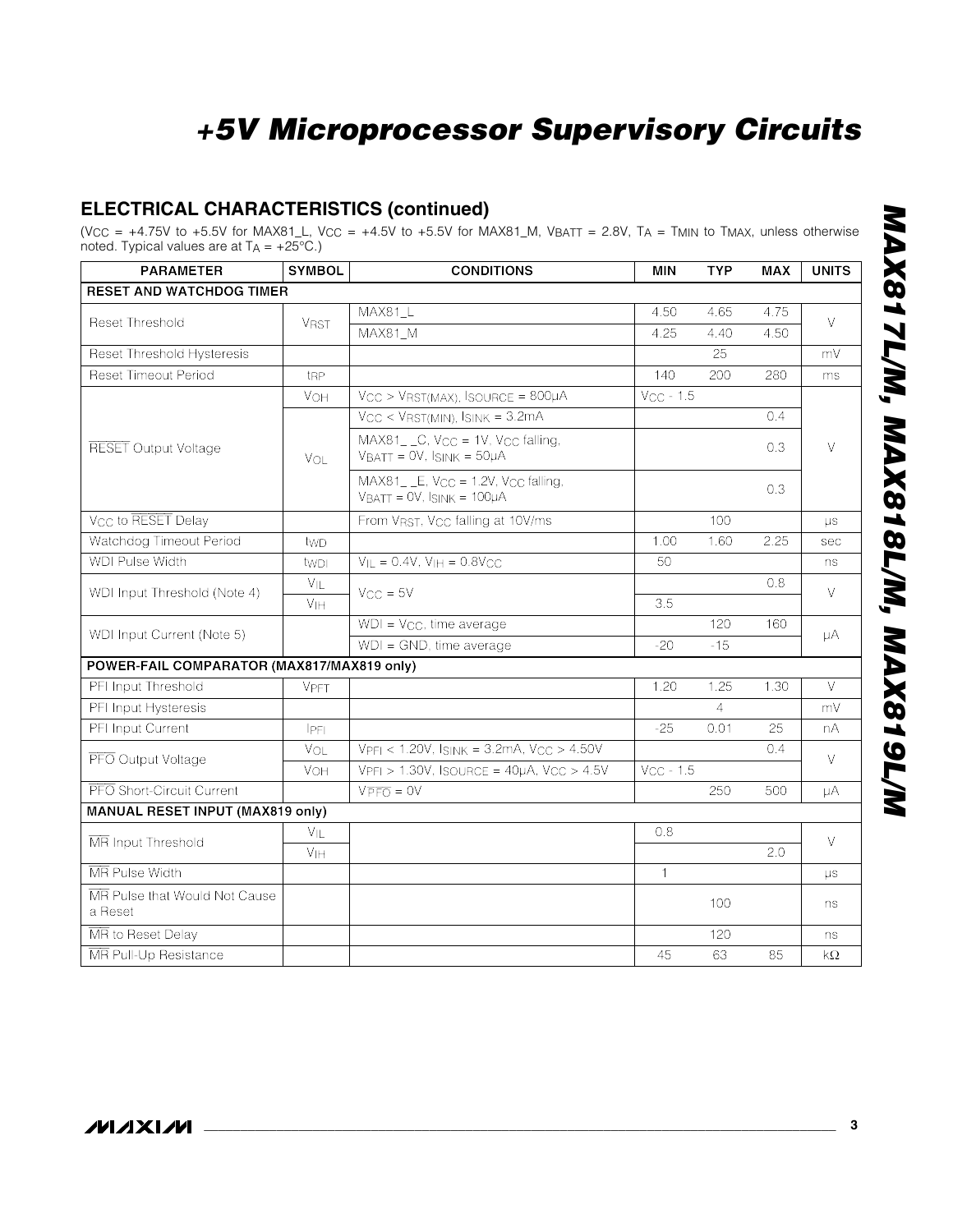## ELECTRICAL CHARACTERISTICS (continued)

($V_{CC}$ = +4.75V to +5.5V for MAX81_L, $V_{CC}$ = +4.5V to +5.5V for MAX81_M, $V_{BATT}$ = 2.8V, $T_A$ = $T_{MIN}$ to $T_{MAX}$, unless otherwise noted. Typical values are at $T_A$ = +25°C.)

| PARAMETER | SYMBOL | CONDITIONS | MIN | TYP | MAX | UNITS |
|---|---|---|---|---|---|---|
| **RESET AND WATCHDOG TIMER** | | | | | | |
| Reset Threshold | $V_{RST}$ | MAX81_L | 4.50 | 4.65 | 4.75 | V |
| | | MAX81_M | 4.25 | 4.40 | 4.50 | |
| Reset Threshold Hysteresis | | | | 25 | | mV |
| Reset Timeout Period | $t_{RP}$ | | 140 | 200 | 280 | ms |
| $\overline{RESET}$ Output Voltage | $V_{OH}$ | $V_{CC}$ > $V_{RST(MAX)}$, $I_{SOURCE}$ = 800µA | $V_{CC}$ - 1.5 | | | V |
| | $V_{OL}$ | $V_{CC}$ < $V_{RST(MIN)}$, $I_{SINK}$ = 3.2mA | | | 0.4 | |
| | | MAX81_ _C, $V_{CC}$ = 1V, $V_{CC}$ falling, $V_{BATT}$ = 0V, $I_{SINK}$ = 50µA | | | 0.3 | |
| | | MAX81_ _E, $V_{CC}$ = 1.2V, $V_{CC}$ falling, $V_{BATT}$ = 0V, $I_{SINK}$ = 100µA | | | 0.3 | |
| $V_{CC}$ to $\overline{RESET}$ Delay | | From $V_{RST}$, $V_{CC}$ falling at 10V/ms | | 100 | | µs |
| Watchdog Timeout Period | $t_{WD}$ | | 1.00 | 1.60 | 2.25 | sec |
| WDI Pulse Width | $t_{WDI}$ | $V_{IL}$ = 0.4V, $V_{IH}$ = 0.8$V_{CC}$ | 50 | | | ns |
| WDI Input Threshold (Note 4) | $V_{IL}$ | $V_{CC}$ = 5V | | | 0.8 | V |
| | $V_{IH}$ | | 3.5 | | | |
| WDI Input Current (Note 5) | | WDI = $V_{CC}$, time average | | 120 | 160 | µA |
| | | WDI = GND, time average | -20 | -15 | | |
| **POWER-FAIL COMPARATOR (MAX817/MAX819 only)** | | | | | | |
| PFI Input Threshold | $V_{PFT}$ | | 1.20 | 1.25 | 1.30 | V |
| PFI Input Hysteresis | | | | 4 | | mV |
| PFI Input Current | $I_{PFI}$ | | -25 | 0.01 | 25 | nA |
| $\overline{PFO}$ Output Voltage | $V_{OL}$ | $V_{PFI}$ < 1.20V, $I_{SINK}$ = 3.2mA, $V_{CC}$ > 4.50V | | | 0.4 | V |
| | $V_{OH}$ | $V_{PFI}$ > 1.30V, $I_{SOURCE}$ = 40µA, $V_{CC}$ > 4.5V | $V_{CC}$ - 1.5 | | | |
| $\overline{PFO}$ Short-Circuit Current | | $V_{\overline{PFO}}$ = 0V | | 250 | 500 | µA |
| **MANUAL RESET INPUT (MAX819 only)** | | | | | | |
| $\overline{MR}$ Input Threshold | $V_{IL}$ | | 0.8 | | | V |
| | $V_{IH}$ | | | | 2.0 | |
| $\overline{MR}$ Pulse Width | | | 1 | | | µs |
| $\overline{MR}$ Pulse that Would Not Cause a Reset | | | | 100 | | ns |
| $\overline{MR}$ to Reset Delay | | | | 120 | | ns |
| $\overline{MR}$ Pull-Up Resistance | | | 45 | 63 | 85 | kΩ |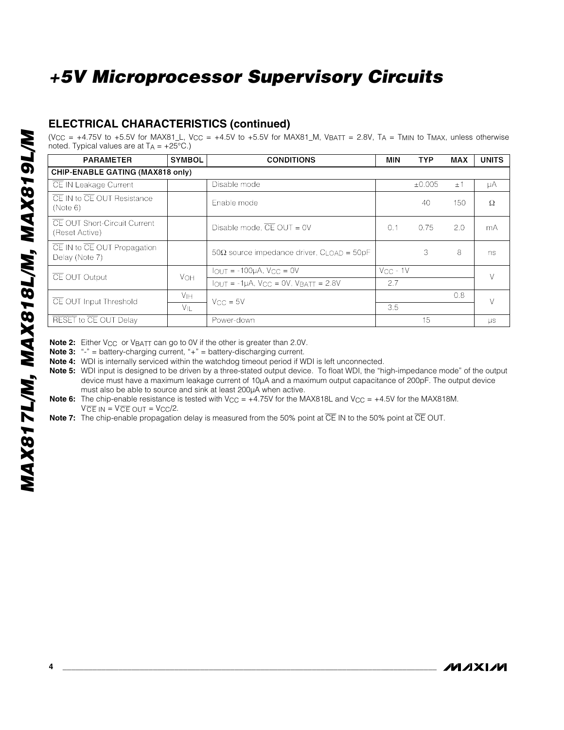# +5V Microprocessor Supervisory Circuits

## ELECTRICAL CHARACTERISTICS (continued)

($V_{CC}$ = +4.75V to +5.5V for MAX81_L, $V_{CC}$ = +4.5V to +5.5V for MAX81_M, $V_{BATT}$ = 2.8V, $T_A$ = $T_{MIN}$ to $T_{MAX}$, unless otherwise noted. Typical values are at $T_A$ = +25°C.)

| PARAMETER | SYMBOL | CONDITIONS | MIN | TYP | MAX | UNITS |
|---|---|---|---|---|---|---|
| **CHIP-ENABLE GATING (MAX818 only)** | | | | | | |
| $\overline{CE}$ IN Leakage Current | | Disable mode | | ±0.005 | ±1 | µA |
| $\overline{CE}$ IN to $\overline{CE}$ OUT Resistance (Note 6) | | Enable mode | | 40 | 150 | Ω |
| $\overline{CE}$ OUT Short-Circuit Current (Reset Active) | | Disable mode, $\overline{CE}$ OUT = 0V | 0.1 | 0.75 | 2.0 | mA |
| $\overline{CE}$ IN to $\overline{CE}$ OUT Propagation Delay (Note 7) | | 50Ω source impedance driver, $C_{LOAD}$ = 50pF | | 3 | 8 | ns |
| $\overline{CE}$ OUT Output | $V_{OH}$ | $I_{OUT}$ = -100µA, $V_{CC}$ = 0V | $V_{CC}$ - 1V | | | V |
| | | $I_{OUT}$ = -1µA, $V_{CC}$ = 0V, $V_{BATT}$ = 2.8V | 2.7 | | | |
| $\overline{CE}$ OUT Input Threshold | $V_{IH}$ | $V_{CC}$ = 5V | | | 0.8 | V |
| | $V_{IL}$ | | 3.5 | | | |
| $\overline{RESET}$ to $\overline{CE}$ OUT Delay | | Power-down | | 15 | | µs |

**Note 2:** Either $V_{CC}$ or $V_{BATT}$ can go to 0V if the other is greater than 2.0V.

**Note 3:** "-" = battery-charging current, "+" = battery-discharging current.

**Note 4:** WDI is internally serviced within the watchdog timeout period if WDI is left unconnected.

**Note 5:** WDI input is designed to be driven by a three-stated output device. To float WDI, the "high-impedance mode" of the output device must have a maximum leakage current of 10µA and a maximum output capacitance of 200pF. The output device must also be able to source and sink at least 200µA when active.

**Note 6:** The chip-enable resistance is tested with $V_{CC}$ = +4.75V for the MAX818L and $V_{CC}$ = +4.5V for the MAX818M. $V_{\overline{CE}\ IN} = V_{\overline{CE}\ OUT} = V_{CC}/2$.

**Note 7:** The chip-enable propagation delay is measured from the 50% point at $\overline{CE}$ IN to the 50% point at $\overline{CE}$ OUT.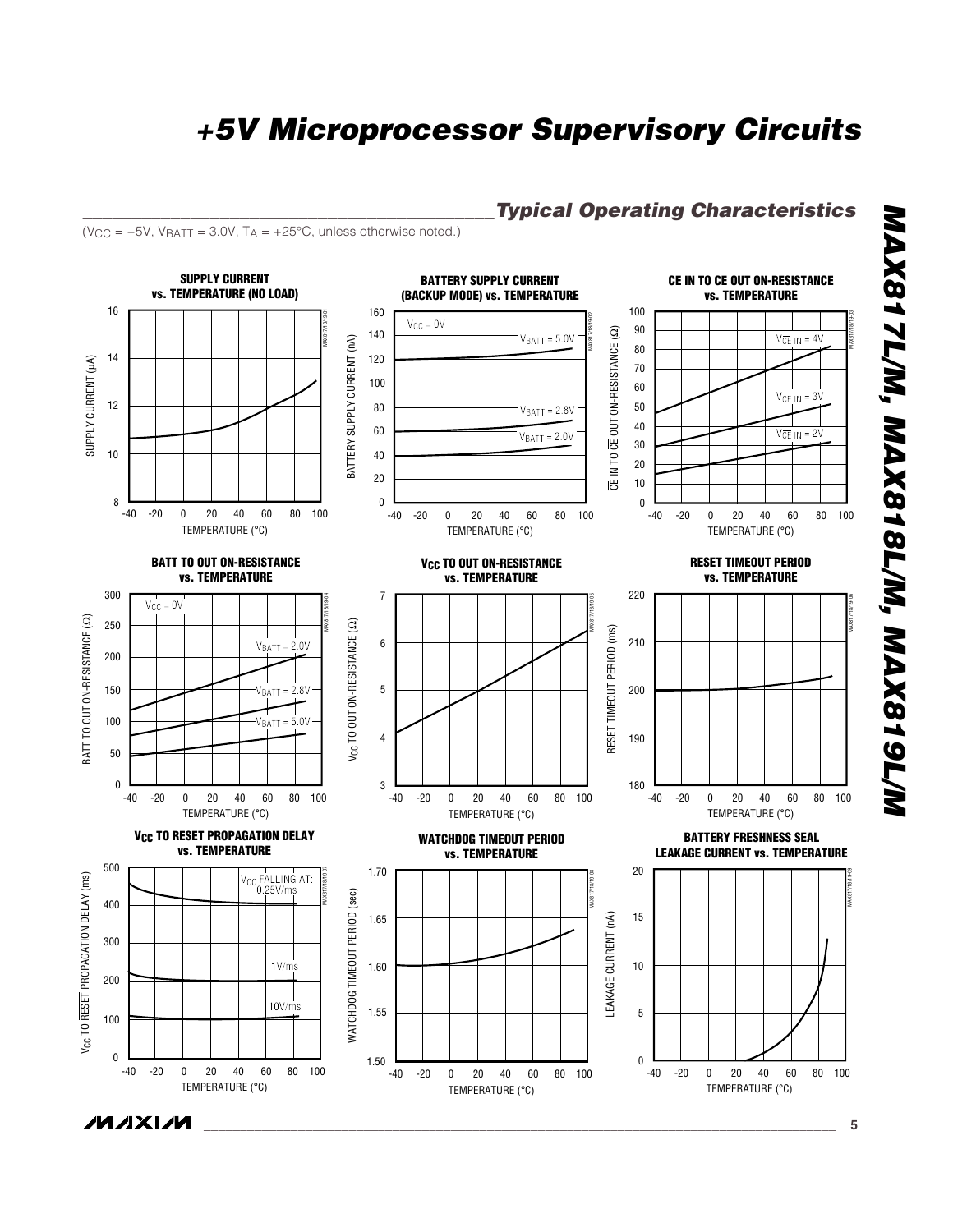## Typical Operating Characteristics

($V_{CC}$ = +5V, $V_{BATT}$ = 3.0V, $T_A$ = +25°C, unless otherwise noted.)

**SUPPLY CURRENT vs. TEMPERATURE (NO LOAD)**

**BATTERY SUPPLY CURRENT (BACKUP MODE) vs. TEMPERATURE**

**$\overline{CE}$ IN TO $\overline{CE}$ OUT ON-RESISTANCE vs. TEMPERATURE**

**BATT TO OUT ON-RESISTANCE vs. TEMPERATURE**

**$V_{CC}$ TO OUT ON-RESISTANCE vs. TEMPERATURE**

**RESET TIMEOUT PERIOD vs. TEMPERATURE**

**$V_{CC}$ TO $\overline{RESET}$ PROPAGATION DELAY vs. TEMPERATURE**

**WATCHDOG TIMEOUT PERIOD vs. TEMPERATURE**

**BATTERY FRESHNESS SEAL LEAKAGE CURRENT vs. TEMPERATURE**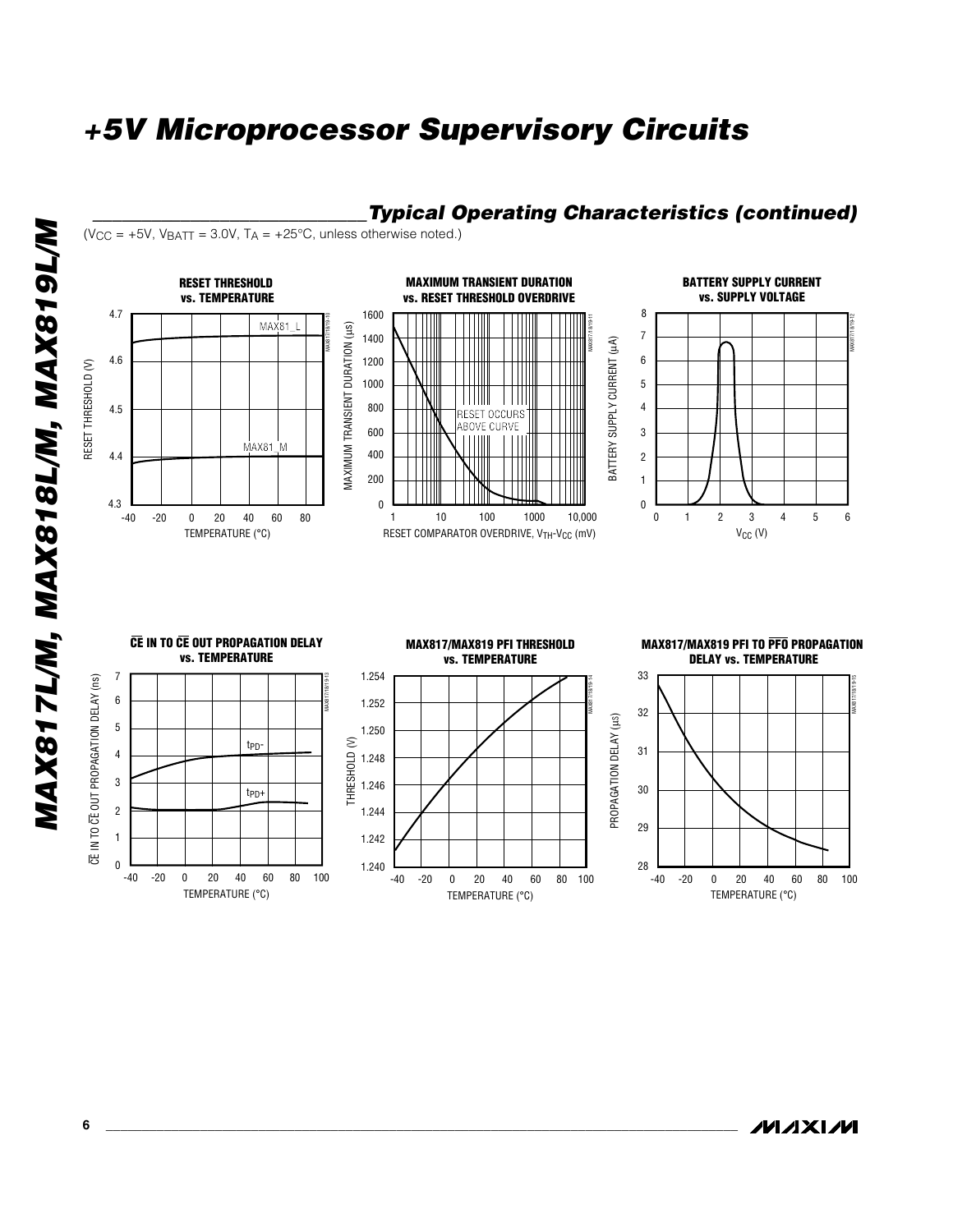## Typical Operating Characteristics (continued)

($V_{CC}$ = +5V, $V_{BATT}$ = 3.0V, $T_A$ = +25°C, unless otherwise noted.)

**RESET THRESHOLD vs. TEMPERATURE**

**MAXIMUM TRANSIENT DURATION vs. RESET THRESHOLD OVERDRIVE**

**BATTERY SUPPLY CURRENT vs. SUPPLY VOLTAGE**

**$\overline{CE}$ IN TO $\overline{CE}$ OUT PROPAGATION DELAY vs. TEMPERATURE**

**MAX817/MAX819 PFI THRESHOLD vs. TEMPERATURE**

**MAX817/MAX819 PFI TO $\overline{PFO}$ PROPAGATION DELAY vs. TEMPERATURE**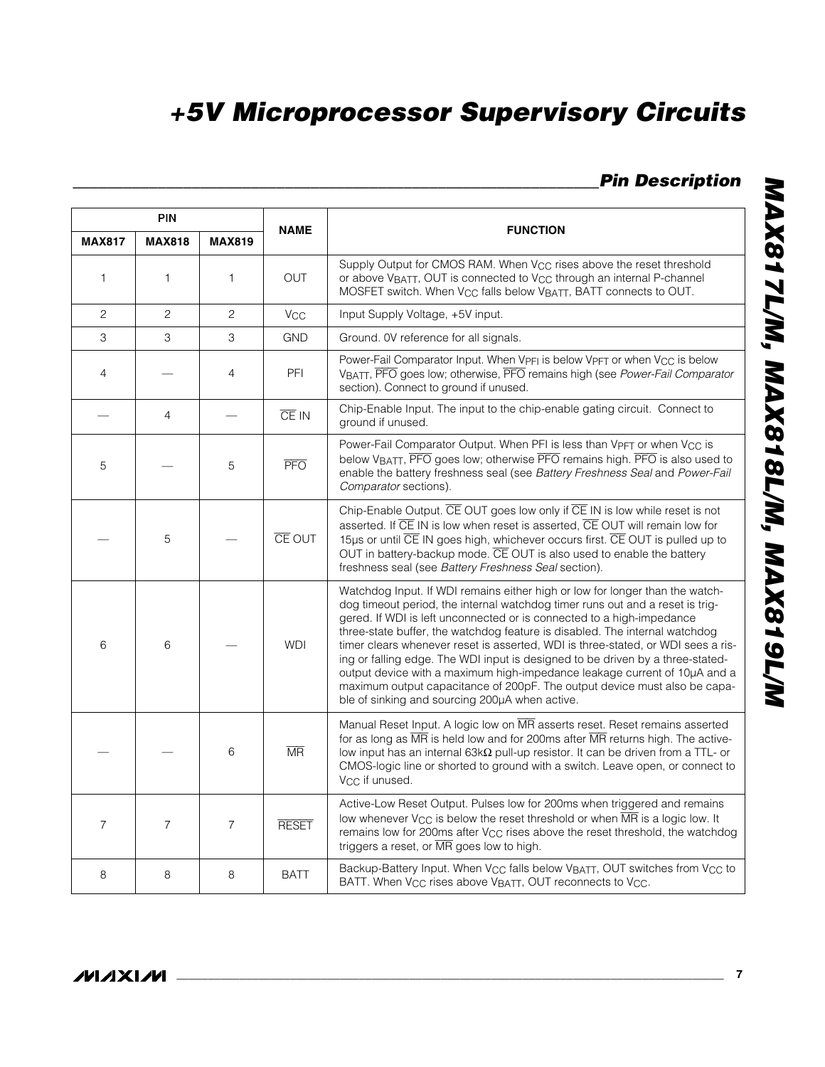## Pin Description

| PIN | | | NAME | FUNCTION |
|---|---|---|---|---|
| MAX817 | MAX818 | MAX819 | | |
| 1 | 1 | 1 | OUT | Supply Output for CMOS RAM. When $V_{CC}$ rises above the reset threshold or above $V_{BATT}$, OUT is connected to $V_{CC}$ through an internal P-channel MOSFET switch. When $V_{CC}$ falls below $V_{BATT}$, BATT connects to OUT. |
| 2 | 2 | 2 | $V_{CC}$ | Input Supply Voltage, +5V input. |
| 3 | 3 | 3 | GND | Ground. 0V reference for all signals. |
| 4 | — | 4 | PFI | Power-Fail Comparator Input. When $V_{PFI}$ is below $V_{PFT}$ or when $V_{CC}$ is below $V_{BATT}$, $\overline{PFO}$ goes low; otherwise, $\overline{PFO}$ remains high (see *Power-Fail Comparator* section). Connect to ground if unused. |
| — | 4 | — | $\overline{CE}$ IN | Chip-Enable Input. The input to the chip-enable gating circuit. Connect to ground if unused. |
| 5 | — | 5 | $\overline{PFO}$ | Power-Fail Comparator Output. When PFI is less than $V_{PFT}$ or when $V_{CC}$ is below $V_{BATT}$, $\overline{PFO}$ goes low; otherwise $\overline{PFO}$ remains high. $\overline{PFO}$ is also used to enable the battery freshness seal (see *Battery Freshness Seal* and *Power-Fail Comparator* sections). |
| — | 5 | — | $\overline{CE}$ OUT | Chip-Enable Output. $\overline{CE}$ OUT goes low only if $\overline{CE}$ IN is low while reset is not asserted. If $\overline{CE}$ IN is low when reset is asserted, $\overline{CE}$ OUT will remain low for 15µs or until $\overline{CE}$ IN goes high, whichever occurs first. $\overline{CE}$ OUT is pulled up to OUT in battery-backup mode. $\overline{CE}$ OUT is also used to enable the battery freshness seal (see *Battery Freshness Seal* section). |
| 6 | 6 | — | WDI | Watchdog Input. If WDI remains either high or low for longer than the watchdog timeout period, the internal watchdog timer runs out and a reset is triggered. If WDI is left unconnected or is connected to a high-impedance three-state buffer, the watchdog feature is disabled. The internal watchdog timer clears whenever reset is asserted, WDI is three-stated, or WDI sees a rising or falling edge. The WDI input is designed to be driven by a three-stated-output device with a maximum high-impedance leakage current of 10µA and a maximum output capacitance of 200pF. The output device must also be capable of sinking and sourcing 200µA when active. |
| — | — | 6 | $\overline{MR}$ | Manual Reset Input. A logic low on $\overline{MR}$ asserts reset. Reset remains asserted for as long as $\overline{MR}$ is held low and for 200ms after $\overline{MR}$ returns high. The active-low input has an internal 63kΩ pull-up resistor. It can be driven from a TTL- or CMOS-logic line or shorted to ground with a switch. Leave open, or connect to $V_{CC}$ if unused. |
| 7 | 7 | 7 | $\overline{RESET}$ | Active-Low Reset Output. Pulses low for 200ms when triggered and remains low whenever $V_{CC}$ is below the reset threshold or when $\overline{MR}$ is a logic low. It remains low for 200ms after $V_{CC}$ rises above the reset threshold, the watchdog triggers a reset, or $\overline{MR}$ goes low to high. |
| 8 | 8 | 8 | BATT | Backup-Battery Input. When $V_{CC}$ falls below $V_{BATT}$, OUT switches from $V_{CC}$ to BATT. When $V_{CC}$ rises above $V_{BATT}$, OUT reconnects to $V_{CC}$. |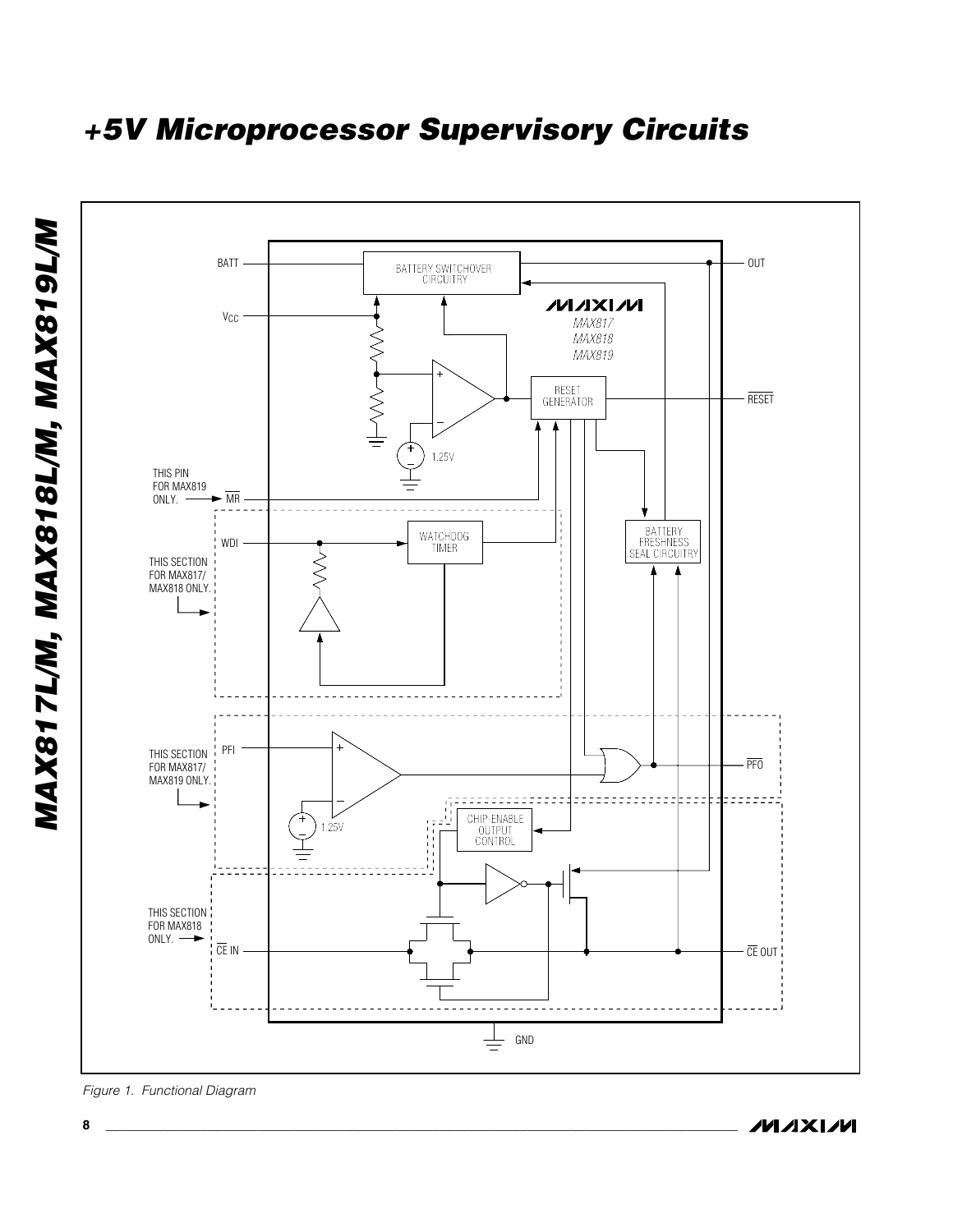Figure 1. Functional Diagram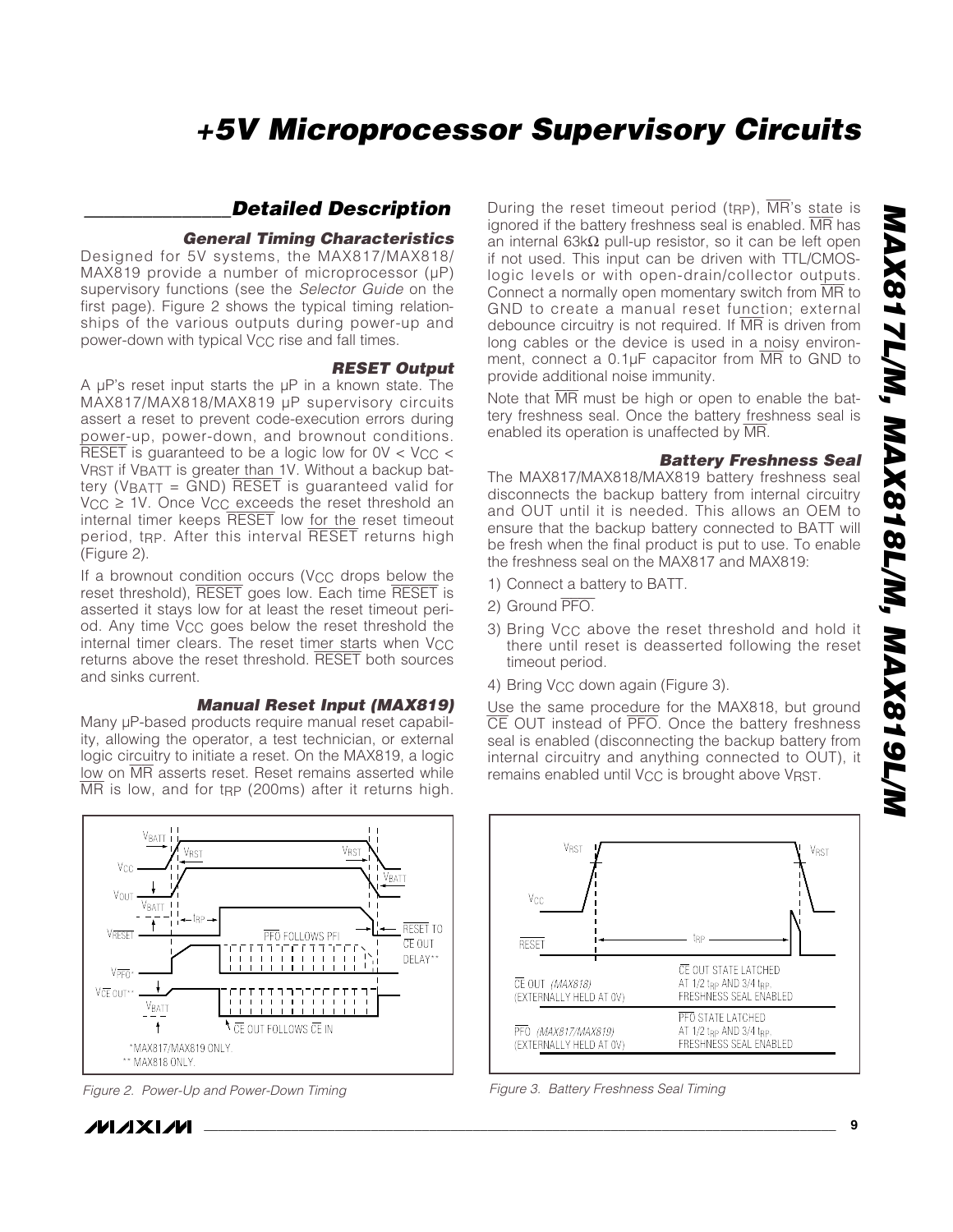## Detailed Description

### General Timing Characteristics

Designed for 5V systems, the MAX817/MAX818/MAX819 provide a number of microprocessor (µP) supervisory functions (see the *Selector Guide* on the first page). Figure 2 shows the typical timing relationships of the various outputs during power-up and power-down with typical $V_{CC}$ rise and fall times.

### RESET Output

A µP's reset input starts the µP in a known state. The MAX817/MAX818/MAX819 µP supervisory circuits assert a reset to prevent code-execution errors during power-up, power-down, and brownout conditions. $\overline{RESET}$ is guaranteed to be a logic low for $0V < V_{CC} < V_{RST}$ if $V_{BATT}$ is greater than 1V. Without a backup battery ($V_{BATT}$ = GND) $\overline{RESET}$ is guaranteed valid for $V_{CC} \geq 1V$. Once $V_{CC}$ exceeds the reset threshold an internal timer keeps $\overline{RESET}$ low for the reset timeout period, $t_{RP}$. After this interval $\overline{RESET}$ returns high (Figure 2).

If a brownout condition occurs ($V_{CC}$ drops below the reset threshold), $\overline{RESET}$ goes low. Each time $\overline{RESET}$ is asserted it stays low for at least the reset timeout period. Any time $V_{CC}$ goes below the reset threshold the internal timer clears. The reset timer starts when $V_{CC}$ returns above the reset threshold. $\overline{RESET}$ both sources and sinks current.

### Manual Reset Input (MAX819)

Many µP-based products require manual reset capability, allowing the operator, a test technician, or external logic circuitry to initiate a reset. On the MAX819, a logic low on $\overline{MR}$ asserts reset. Reset remains asserted while $\overline{MR}$ is low, and for $t_{RP}$ (200ms) after it returns high. During the reset timeout period ($t_{RP}$), $\overline{MR}$'s state is ignored if the battery freshness seal is enabled. $\overline{MR}$ has an internal 63kΩ pull-up resistor, so it can be left open if not used. This input can be driven with TTL/CMOS-logic levels or with open-drain/collector outputs. Connect a normally open momentary switch from $\overline{MR}$ to GND to create a manual reset function; external debounce circuitry is not required. If $\overline{MR}$ is driven from long cables or the device is used in a noisy environment, connect a 0.1µF capacitor from $\overline{MR}$ to GND to provide additional noise immunity.

Note that $\overline{MR}$ must be high or open to enable the battery freshness seal. Once the battery freshness seal is enabled its operation is unaffected by $\overline{MR}$.

### Battery Freshness Seal

The MAX817/MAX818/MAX819 battery freshness seal disconnects the backup battery from internal circuitry and OUT until it is needed. This allows an OEM to ensure that the backup battery connected to BATT will be fresh when the final product is put to use. To enable the freshness seal on the MAX817 and MAX819:

1) Connect a battery to BATT.
2) Ground $\overline{PFO}$.
3) Bring $V_{CC}$ above the reset threshold and hold it there until reset is deasserted following the reset timeout period.
4) Bring $V_{CC}$ down again (Figure 3).

Use the same procedure for the MAX818, but ground $\overline{CE}$ OUT instead of $\overline{PFO}$. Once the battery freshness seal is enabled (disconnecting the backup battery from internal circuitry and anything connected to OUT), it remains enabled until $V_{CC}$ is brought above $V_{RST}$.

Figure 2. Power-Up and Power-Down Timing

Figure 3. Battery Freshness Seal Timing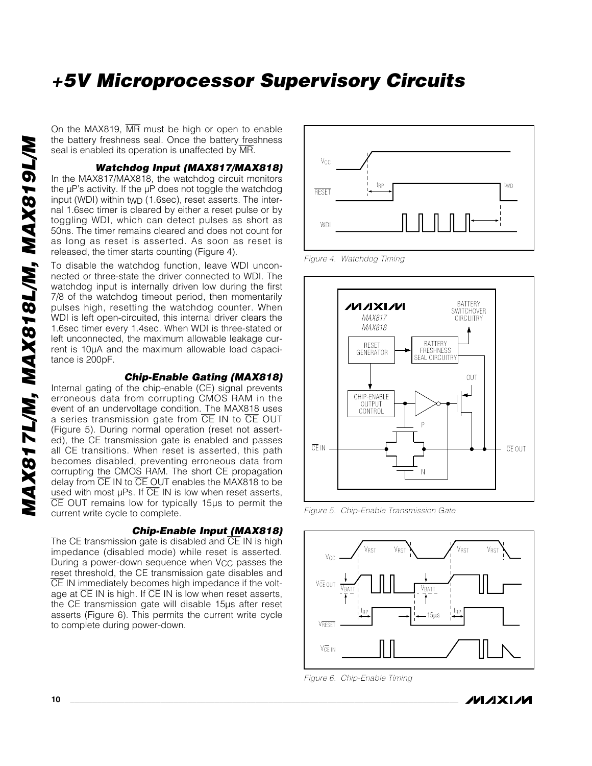On the MAX819, $\overline{MR}$ must be high or open to enable the battery freshness seal. Once the battery freshness seal is enabled its operation is unaffected by $\overline{MR}$.

### Watchdog Input (MAX817/MAX818)

In the MAX817/MAX818, the watchdog circuit monitors the µP's activity. If the µP does not toggle the watchdog input (WDI) within $t_{WD}$ (1.6sec), reset asserts. The internal 1.6sec timer is cleared by either a reset pulse or by toggling WDI, which can detect pulses as short as 50ns. The timer remains cleared and does not count for as long as reset is asserted. As soon as reset is released, the timer starts counting (Figure 4).

To disable the watchdog function, leave WDI unconnected or three-state the driver connected to WDI. The watchdog input is internally driven low during the first 7/8 of the watchdog timeout period, then momentarily pulses high, resetting the watchdog counter. When WDI is left open-circuited, this internal driver clears the 1.6sec timer every 1.4sec. When WDI is three-stated or left unconnected, the maximum allowable leakage current is 10µA and the maximum allowable load capacitance is 200pF.

Figure 4. Watchdog Timing

### Chip-Enable Gating (MAX818)

Internal gating of the chip-enable (CE) signal prevents erroneous data from corrupting CMOS RAM in the event of an undervoltage condition. The MAX818 uses a series transmission gate from $\overline{CE}$ IN to $\overline{CE}$ OUT (Figure 5). During normal operation (reset not asserted), the CE transmission gate is enabled and passes all CE transitions. When reset is asserted, this path becomes disabled, preventing erroneous data from corrupting the CMOS RAM. The short CE propagation delay from $\overline{CE}$ IN to $\overline{CE}$ OUT enables the MAX818 to be used with most µPs. If $\overline{CE}$ IN is low when reset asserts, $\overline{CE}$ OUT remains low for typically 15µs to permit the current write cycle to complete.

Figure 5. Chip-Enable Transmission Gate

### Chip-Enable Input (MAX818)

The CE transmission gate is disabled and $\overline{CE}$ IN is high impedance (disabled mode) while reset is asserted. During a power-down sequence when $V_{CC}$ passes the reset threshold, the CE transmission gate disables and $\overline{CE}$ IN immediately becomes high impedance if the voltage at $\overline{CE}$ IN is high. If $\overline{CE}$ IN is low when reset asserts, the CE transmission gate will disable 15µs after reset asserts (Figure 6). This permits the current write cycle to complete during power-down.

Figure 6. Chip-Enable Timing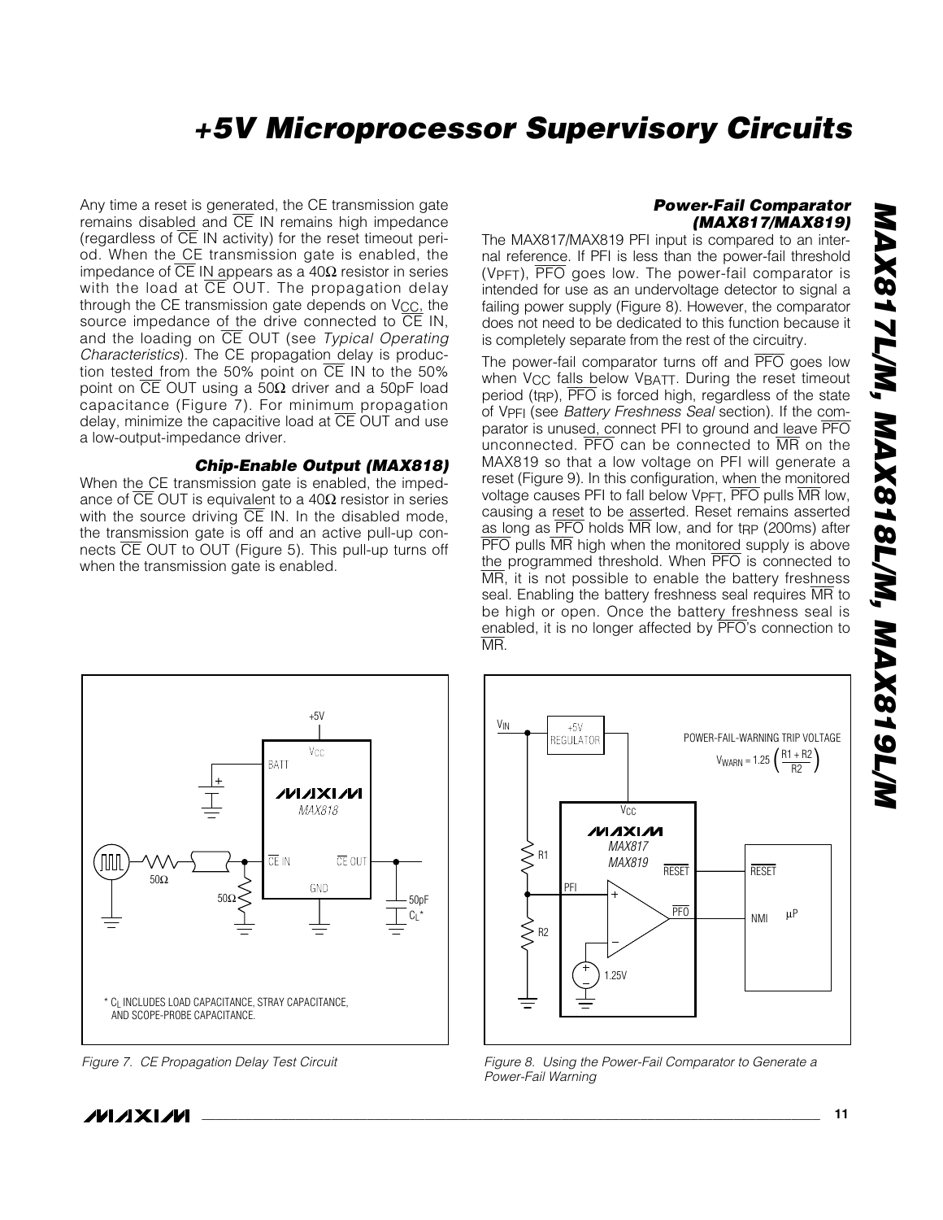Any time a reset is generated, the CE transmission gate remains disabled and CE IN remains high impedance (regardless of CE IN activity) for the reset timeout period. When the CE transmission gate is enabled, the impedance of CE IN appears as a 40Ω resistor in series with the load at CE OUT. The propagation delay through the CE transmission gate depends on $V_{CC}$, the source impedance of the drive connected to CE IN, and the loading on CE OUT (see *Typical Operating Characteristics*). The CE propagation delay is production tested from the 50% point on CE IN to the 50% point on CE OUT using a 50Ω driver and a 50pF load capacitance (Figure 7). For minimum propagation delay, minimize the capacitive load at CE OUT and use a low-output-impedance driver.

### *Chip-Enable Output (MAX818)*

When the CE transmission gate is enabled, the impedance of CE OUT is equivalent to a 40Ω resistor in series with the source driving CE IN. In the disabled mode, the transmission gate is off and an active pull-up connects CE OUT to OUT (Figure 5). This pull-up turns off when the transmission gate is enabled.

### *Power-Fail Comparator (MAX817/MAX819)*

The MAX817/MAX819 PFI input is compared to an internal reference. If PFI is less than the power-fail threshold ($V_{PFT}$), PFO goes low. The power-fail comparator is intended for use as an undervoltage detector to signal a failing power supply (Figure 8). However, the comparator does not need to be dedicated to this function because it is completely separate from the rest of the circuitry.

The power-fail comparator turns off and PFO goes low when $V_{CC}$ falls below $V_{BATT}$. During the reset timeout period ($t_{RP}$), PFO is forced high, regardless of the state of $V_{PFI}$ (see *Battery Freshness Seal* section). If the comparator is unused, connect PFI to ground and leave PFO unconnected. PFO can be connected to MR on the MAX819 so that a low voltage on PFI will generate a reset (Figure 9). In this configuration, when the monitored voltage causes PFI to fall below $V_{PFT}$, PFO pulls MR low, causing a reset to be asserted. Reset remains asserted as long as PFO holds MR low, and for $t_{RP}$ (200ms) after PFO pulls MR high when the monitored supply is above the programmed threshold. When PFO is connected to MR, it is not possible to enable the battery freshness seal. Enabling the battery freshness seal requires MR to be high or open. Once the battery freshness seal is enabled, it is no longer affected by PFO's connection to MR.

*Figure 7. CE Propagation Delay Test Circuit*

*Figure 8. Using the Power-Fail Comparator to Generate a Power-Fail Warning*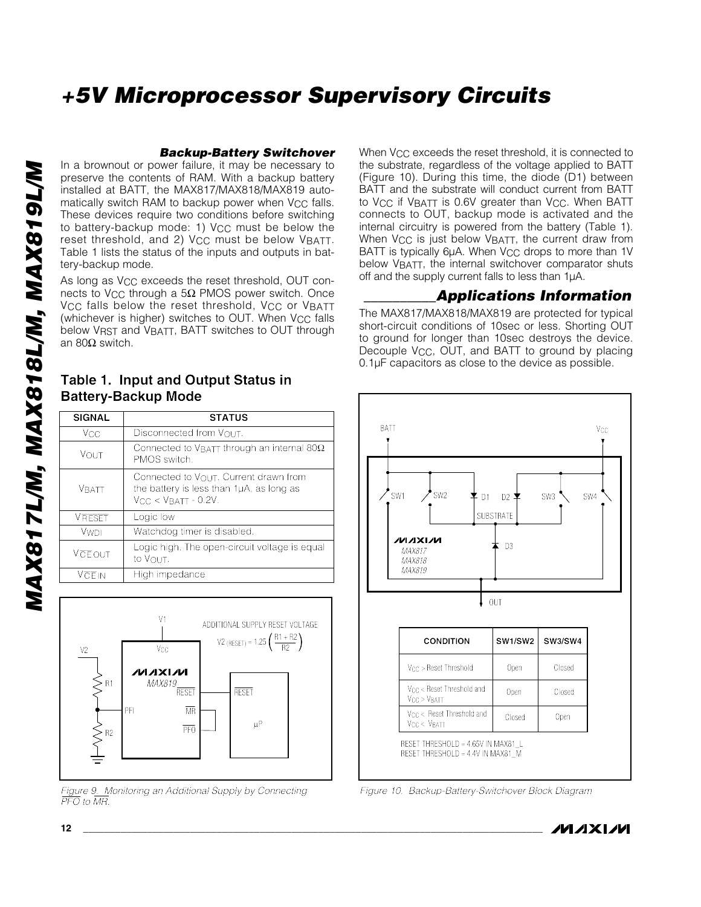### Backup-Battery Switchover

In a brownout or power failure, it may be necessary to preserve the contents of RAM. With a backup battery installed at BATT, the MAX817/MAX818/MAX819 automatically switch RAM to backup power when $V_{CC}$ falls. These devices require two conditions before switching to battery-backup mode: 1) $V_{CC}$ must be below the reset threshold, and 2) $V_{CC}$ must be below $V_{BATT}$. Table 1 lists the status of the inputs and outputs in battery-backup mode.

As long as $V_{CC}$ exceeds the reset threshold, OUT connects to $V_{CC}$ through a 5Ω PMOS power switch. Once $V_{CC}$ falls below the reset threshold, $V_{CC}$ or $V_{BATT}$ (whichever is higher) switches to OUT. When $V_{CC}$ falls below $V_{RST}$ and $V_{BATT}$, BATT switches to OUT through an 80Ω switch.

**Table 1. Input and Output Status in Battery-Backup Mode**

| SIGNAL | STATUS |
|---|---|
| $V_{CC}$ | Disconnected from $V_{OUT}$. |
| $V_{OUT}$ | Connected to $V_{BATT}$ through an internal 80Ω PMOS switch. |
| $V_{BATT}$ | Connected to $V_{OUT}$. Current drawn from the battery is less than 1µA, as long as $V_{CC} < V_{BATT} - 0.2V$. |
| $V_{\overline{RESET}}$ | Logic low |
| $V_{WDI}$ | Watchdog timer is disabled. |
| $V_{\overline{CE}OUT}$ | Logic high. The open-circuit voltage is equal to $V_{OUT}$. |
| $V_{\overline{CE}IN}$ | High impedance |

ADDITIONAL SUPPLY RESET VOLTAGE

$$V2_{(RESET)} = 1.25\left(\frac{R1 + R2}{R2}\right)$$

*Figure 9. Monitoring an Additional Supply by Connecting $\overline{PFO}$ to $\overline{MR}$.*

When $V_{CC}$ exceeds the reset threshold, it is connected to the substrate, regardless of the voltage applied to BATT (Figure 10). During this time, the diode (D1) between BATT and the substrate will conduct current from BATT to $V_{CC}$ if $V_{BATT}$ is 0.6V greater than $V_{CC}$. When BATT connects to OUT, backup mode is activated and the internal circuitry is powered from the battery (Table 1). When $V_{CC}$ is just below $V_{BATT}$, the current draw from BATT is typically 6µA. When $V_{CC}$ drops to more than 1V below $V_{BATT}$, the internal switchover comparator shuts off and the supply current falls to less than 1µA.

## Applications Information

The MAX817/MAX818/MAX819 are protected for typical short-circuit conditions of 10sec or less. Shorting OUT to ground for longer than 10sec destroys the device. Decouple $V_{CC}$, OUT, and BATT to ground by placing 0.1µF capacitors as close to the device as possible.

| CONDITION | SW1/SW2 | SW3/SW4 |
|---|---|---|
| $V_{CC}$ > Reset Threshold | Open | Closed |
| $V_{CC}$ < Reset Threshold and $V_{CC} > V_{BATT}$ | Open | Closed |
| $V_{CC}$ < Reset Threshold and $V_{CC} < V_{BATT}$ | Closed | Open |

RESET THRESHOLD = 4.65V IN MAX81_L
RESET THRESHOLD = 4.4V IN MAX81_M

*Figure 10. Backup-Battery-Switchover Block Diagram*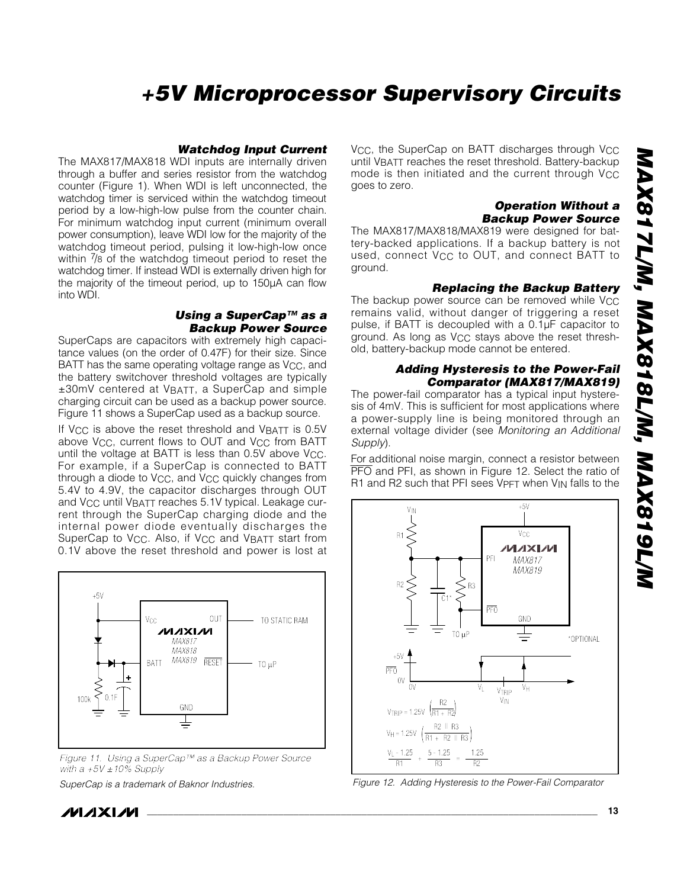### Watchdog Input Current

The MAX817/MAX818 WDI inputs are internally driven through a buffer and series resistor from the watchdog counter (Figure 1). When WDI is left unconnected, the watchdog timer is serviced within the watchdog timeout period by a low-high-low pulse from the counter chain. For minimum watchdog input current (minimum overall power consumption), leave WDI low for the majority of the watchdog timeout period, pulsing it low-high-low once within 7/8 of the watchdog timeout period to reset the watchdog timer. If instead WDI is externally driven high for the majority of the timeout period, up to 150µA can flow into WDI.

### Using a SuperCap™ as a Backup Power Source

SuperCaps are capacitors with extremely high capacitance values (on the order of 0.47F) for their size. Since BATT has the same operating voltage range as $V_{CC}$, and the battery switchover threshold voltages are typically ±30mV centered at $V_{BATT}$, a SuperCap and simple charging circuit can be used as a backup power source. Figure 11 shows a SuperCap used as a backup source.

If $V_{CC}$ is above the reset threshold and $V_{BATT}$ is 0.5V above $V_{CC}$, current flows to OUT and $V_{CC}$ from BATT until the voltage at BATT is less than 0.5V above $V_{CC}$. For example, if a SuperCap is connected to BATT through a diode to $V_{CC}$, and $V_{CC}$ quickly changes from 5.4V to 4.9V, the capacitor discharges through OUT and $V_{CC}$ until $V_{BATT}$ reaches 5.1V typical. Leakage current through the SuperCap charging diode and the internal power diode eventually discharges the SuperCap to $V_{CC}$. Also, if $V_{CC}$ and $V_{BATT}$ start from 0.1V above the reset threshold and power is lost at $V_{CC}$, the SuperCap on BATT discharges through $V_{CC}$ until $V_{BATT}$ reaches the reset threshold. Battery-backup mode is then initiated and the current through $V_{CC}$ goes to zero.

*Figure 11. Using a SuperCap™ as a Backup Power Source with a +5V ±10% Supply*

*SuperCap is a trademark of Baknor Industries.*

### Operation Without a Backup Power Source

The MAX817/MAX818/MAX819 were designed for battery-backed applications. If a backup battery is not used, connect $V_{CC}$ to OUT, and connect BATT to ground.

### Replacing the Backup Battery

The backup power source can be removed while $V_{CC}$ remains valid, without danger of triggering a reset pulse, if BATT is decoupled with a 0.1µF capacitor to ground. As long as $V_{CC}$ stays above the reset threshold, battery-backup mode cannot be entered.

### Adding Hysteresis to the Power-Fail Comparator (MAX817/MAX819)

The power-fail comparator has a typical input hysteresis of 4mV. This is sufficient for most applications where a power-supply line is being monitored through an external voltage divider (see *Monitoring an Additional Supply*).

For additional noise margin, connect a resistor between $\overline{PFO}$ and PFI, as shown in Figure 12. Select the ratio of R1 and R2 such that PFI sees $V_{PFT}$ when $V_{IN}$ falls to the

$$V_{TRIP} = 1.25V \left(\frac{R2}{R1 + R2}\right)$$

$$V_H = 1.25V \left(\frac{R2 \parallel R3}{R1 + R2 \parallel R3}\right)$$

$$\frac{V_L - 1.25}{R1} + \frac{5 - 1.25}{R3} = \frac{1.25}{R2}$$

*Figure 12. Adding Hysteresis to the Power-Fail Comparator*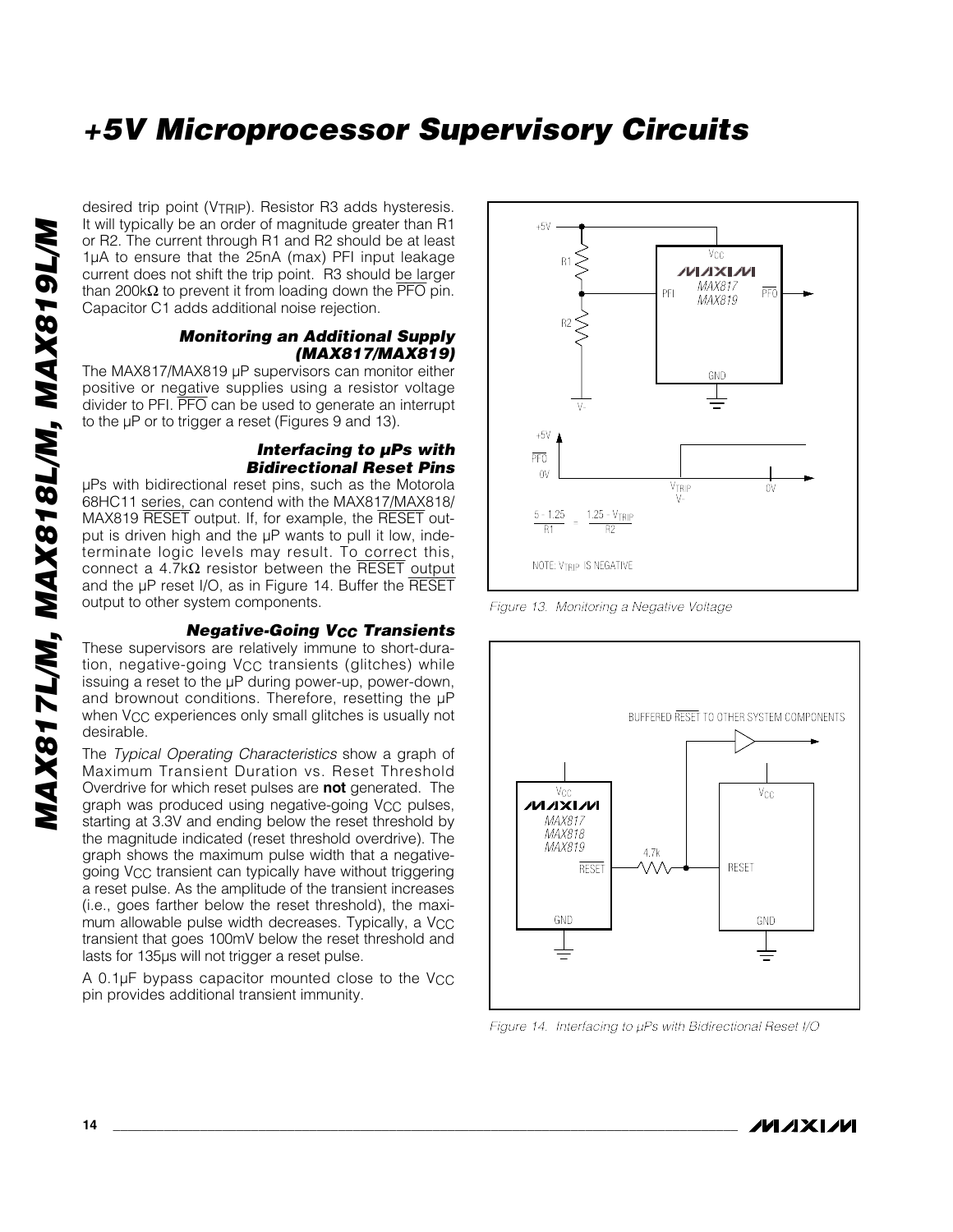desired trip point ($V_{TRIP}$). Resistor R3 adds hysteresis. It will typically be an order of magnitude greater than R1 or R2. The current through R1 and R2 should be at least 1µA to ensure that the 25nA (max) PFI input leakage current does not shift the trip point. R3 should be larger than 200kΩ to prevent it from loading down the $\overline{PFO}$ pin. Capacitor C1 adds additional noise rejection.

### *Monitoring an Additional Supply (MAX817/MAX819)*

The MAX817/MAX819 µP supervisors can monitor either positive or negative supplies using a resistor voltage divider to PFI. $\overline{PFO}$ can be used to generate an interrupt to the µP or to trigger a reset (Figures 9 and 13).

### *Interfacing to µPs with Bidirectional Reset Pins*

µPs with bidirectional reset pins, such as the Motorola 68HC11 series, can contend with the MAX817/MAX818/MAX819 $\overline{RESET}$ output. If, for example, the $\overline{RESET}$ output is driven high and the µP wants to pull it low, indeterminate logic levels may result. To correct this, connect a 4.7kΩ resistor between the $\overline{RESET}$ output and the µP reset I/O, as in Figure 14. Buffer the $\overline{RESET}$ output to other system components.

### *Negative-Going $V_{CC}$ Transients*

These supervisors are relatively immune to short-duration, negative-going $V_{CC}$ transients (glitches) while issuing a reset to the µP during power-up, power-down, and brownout conditions. Therefore, resetting the µP when $V_{CC}$ experiences only small glitches is usually not desirable.

The *Typical Operating Characteristics* show a graph of Maximum Transient Duration vs. Reset Threshold Overdrive for which reset pulses are **not** generated. The graph was produced using negative-going $V_{CC}$ pulses, starting at 3.3V and ending below the reset threshold by the magnitude indicated (reset threshold overdrive). The graph shows the maximum pulse width that a negative-going $V_{CC}$ transient can typically have without triggering a reset pulse. As the amplitude of the transient increases (i.e., goes farther below the reset threshold), the maximum allowable pulse width decreases. Typically, a $V_{CC}$ transient that goes 100mV below the reset threshold and lasts for 135µs will not trigger a reset pulse.

A 0.1µF bypass capacitor mounted close to the $V_{CC}$ pin provides additional transient immunity.

$$\frac{5 - 1.25}{R1} = \frac{1.25 - V_{TRIP}}{R2}$$

NOTE: $V_{TRIP}$ IS NEGATIVE

*Figure 13. Monitoring a Negative Voltage*

*Figure 14. Interfacing to µPs with Bidirectional Reset I/O*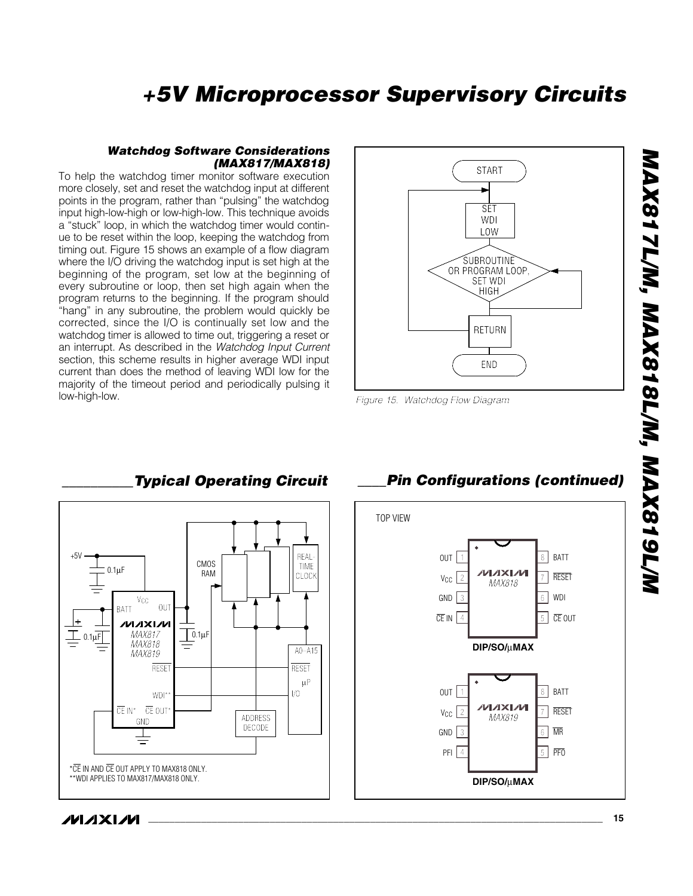### Watchdog Software Considerations (MAX817/MAX818)

To help the watchdog timer monitor software execution more closely, set and reset the watchdog input at different points in the program, rather than "pulsing" the watchdog input high-low-high or low-high-low. This technique avoids a "stuck" loop, in which the watchdog timer would continue to be reset within the loop, keeping the watchdog from timing out. Figure 15 shows an example of a flow diagram where the I/O driving the watchdog input is set high at the beginning of the program, set low at the beginning of every subroutine or loop, then set high again when the program returns to the beginning. If the program should "hang" in any subroutine, the problem would quickly be corrected, since the I/O is continually set low and the watchdog timer is allowed to time out, triggering a reset or an interrupt. As described in the *Watchdog Input Current* section, this scheme results in higher average WDI input current than does the method of leaving WDI low for the majority of the timeout period and periodically pulsing it low-high-low.

Figure 15. Watchdog Flow Diagram

## Typical Operating Circuit

*CE IN AND CE OUT APPLY TO MAX818 ONLY.
**WDI APPLIES TO MAX817/MAX818 ONLY.

## Pin Configurations (continued)

TOP VIEW

MAX818 — DIP/SO/μMAX

| Pin | Name | Pin | Name |
|---|---|---|---|
| 1 | OUT | 8 | BATT |
| 2 | $V_{CC}$ | 7 | RESET |
| 3 | GND | 6 | WDI |
| 4 | CE IN | 5 | CE OUT |

MAX819 — DIP/SO/μMAX

| Pin | Name | Pin | Name |
|---|---|---|---|
| 1 | OUT | 8 | BATT |
| 2 | $V_{CC}$ | 7 | RESET |
| 3 | GND | 6 | MR |
| 4 | PFI | 5 | PFO |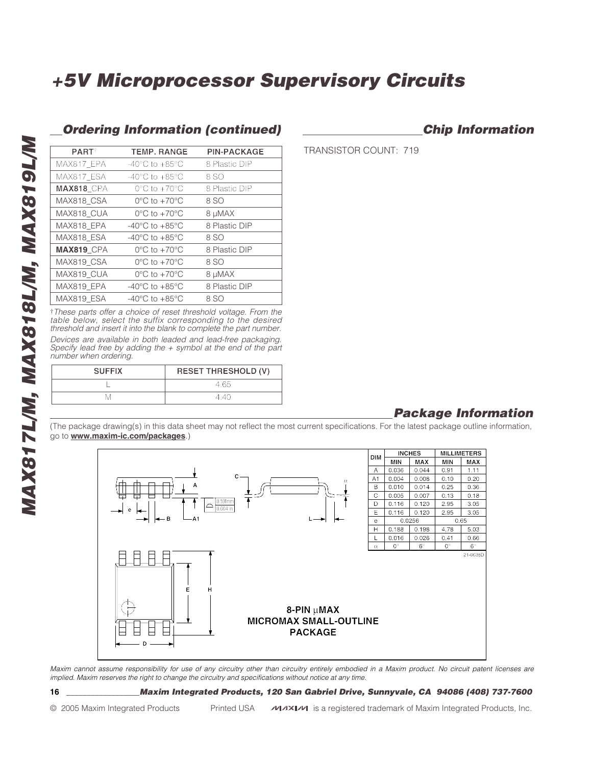## Ordering Information (continued)

| PART† | TEMP. RANGE | PIN-PACKAGE |
|---|---|---|
| MAX817_EPA | -40°C to +85°C | 8 Plastic DIP |
| MAX817_ESA | -40°C to +85°C | 8 SO |
| **MAX818**_CPA | 0°C to +70°C | 8 Plastic DIP |
| MAX818_CSA | 0°C to +70°C | 8 SO |
| MAX818_CUA | 0°C to +70°C | 8 µMAX |
| MAX818_EPA | -40°C to +85°C | 8 Plastic DIP |
| MAX818_ESA | -40°C to +85°C | 8 SO |
| **MAX819**_CPA | 0°C to +70°C | 8 Plastic DIP |
| MAX819_CSA | 0°C to +70°C | 8 SO |
| MAX819_CUA | 0°C to +70°C | 8 µMAX |
| MAX819_EPA | -40°C to +85°C | 8 Plastic DIP |
| MAX819_ESA | -40°C to +85°C | 8 SO |

*†These parts offer a choice of reset threshold voltage. From the table below, select the suffix corresponding to the desired threshold and insert it into the blank to complete the part number.*

*Devices are available in both leaded and lead-free packaging. Specify lead free by adding the + symbol at the end of the part number when ordering.*

| SUFFIX | RESET THRESHOLD (V) |
|---|---|
| L | 4.65 |
| M | 4.40 |

## Chip Information

TRANSISTOR COUNT: 719

## Package Information

(The package drawing(s) in this data sheet may not reflect the most current specifications. For the latest package outline information, go to **www.maxim-ic.com/packages**.)

| DIM | INCHES | | MILLIMETERS | |
|---|---|---|---|---|
| | MIN | MAX | MIN | MAX |
| A | 0.036 | 0.044 | 0.91 | 1.11 |
| A1 | 0.004 | 0.008 | 0.10 | 0.20 |
| B | 0.010 | 0.014 | 0.25 | 0.36 |
| C | 0.005 | 0.007 | 0.13 | 0.18 |
| D | 0.116 | 0.120 | 2.95 | 3.05 |
| E | 0.116 | 0.120 | 2.95 | 3.05 |
| e | 0.0256 | | 0.65 | |
| H | 0.188 | 0.198 | 4.78 | 5.03 |
| L | 0.016 | 0.026 | 0.41 | 0.66 |
| α | 0° | 6° | 0° | 6° |

21-0036D

A
C
α
e
B
A1
L
0.101mm
0.004 in
E
H
D

8-PIN µMAX
MICROMAX SMALL-OUTLINE
PACKAGE

*Maxim cannot assume responsibility for use of any circuitry other than circuitry entirely embodied in a Maxim product. No circuit patent licenses are implied. Maxim reserves the right to change the circuitry and specifications without notice at any time.*

***Maxim Integrated Products, 120 San Gabriel Drive, Sunnyvale, CA 94086 (408) 737-7600***

© 2005 Maxim Integrated Products Printed USA MAXIM is a registered trademark of Maxim Integrated Products, Inc.